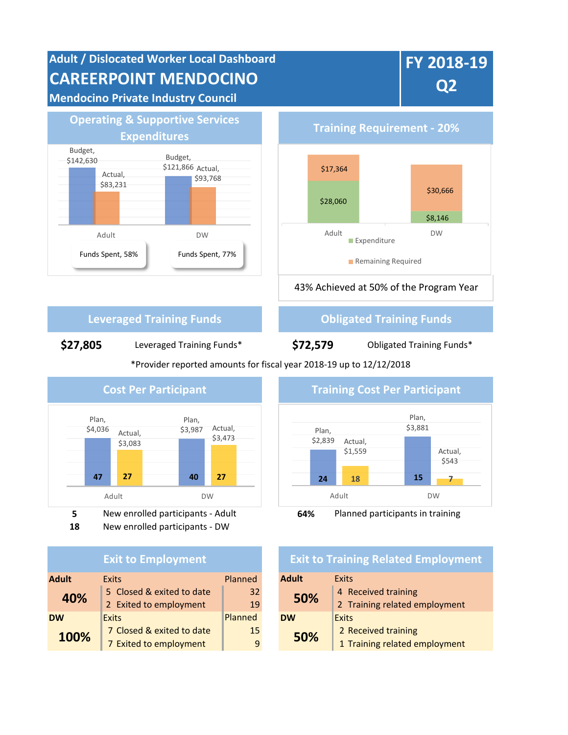# Adult / Dislocated Worker Local Dashboard

# CAREERPOINT MENDOCINO

## Mendocino Private Industry Council

**FY 2018-19 Q2**

## Operating & Supportive Services Expenditures

| | Budget | Actual |
|---|---|---|
| Adult | $142,630 | $83,231 |
| DW | $121,866 | $93,768 |

Adult: Funds Spent, 58%

DW: Funds Spent, 77%

## Training Requirement - 20%

| | Expenditure | Remaining Required |
|---|---|---|
| Adult | $28,060 | $17,364 |
| DW | $8,146 | $30,666 |

43% Achieved at 50% of the Program Year

## Leveraged Training Funds

**$27,805** Leveraged Training Funds*

## Obligated Training Funds

**$72,579** Obligated Training Funds*

*Provider reported amounts for fiscal year 2018-19 up to 12/12/2018

## Cost Per Participant

| | Plan | Actual |
|---|---|---|
| Adult | $4,036 (47) | $3,083 (27) |
| DW | $3,987 (40) | $3,473 (27) |

**5** New enrolled participants - Adult

**18** New enrolled participants - DW

## Training Cost Per Participant

| | Plan | Actual |
|---|---|---|
| Adult | $2,839 (24) | $1,559 (18) |
| DW | $3,881 (15) | $543 (7) |

**64%** Planned participants in training

## Exit to Employment

| | Exits | Planned |
|---|---|---|
| **Adult** | | |
| **40%** | 5 Closed & exited to date | 32 |
| | 2 Exited to employment | 19 |
| **DW** | | |
| **100%** | 7 Closed & exited to date | 15 |
| | 7 Exited to employment | 9 |

## Exit to Training Related Employment

| | Exits |
|---|---|
| **Adult** | |
| **50%** | 4 Received training |
| | 2 Training related employment |
| **DW** | |
| **50%** | 2 Received training |
| | 1 Training related employment |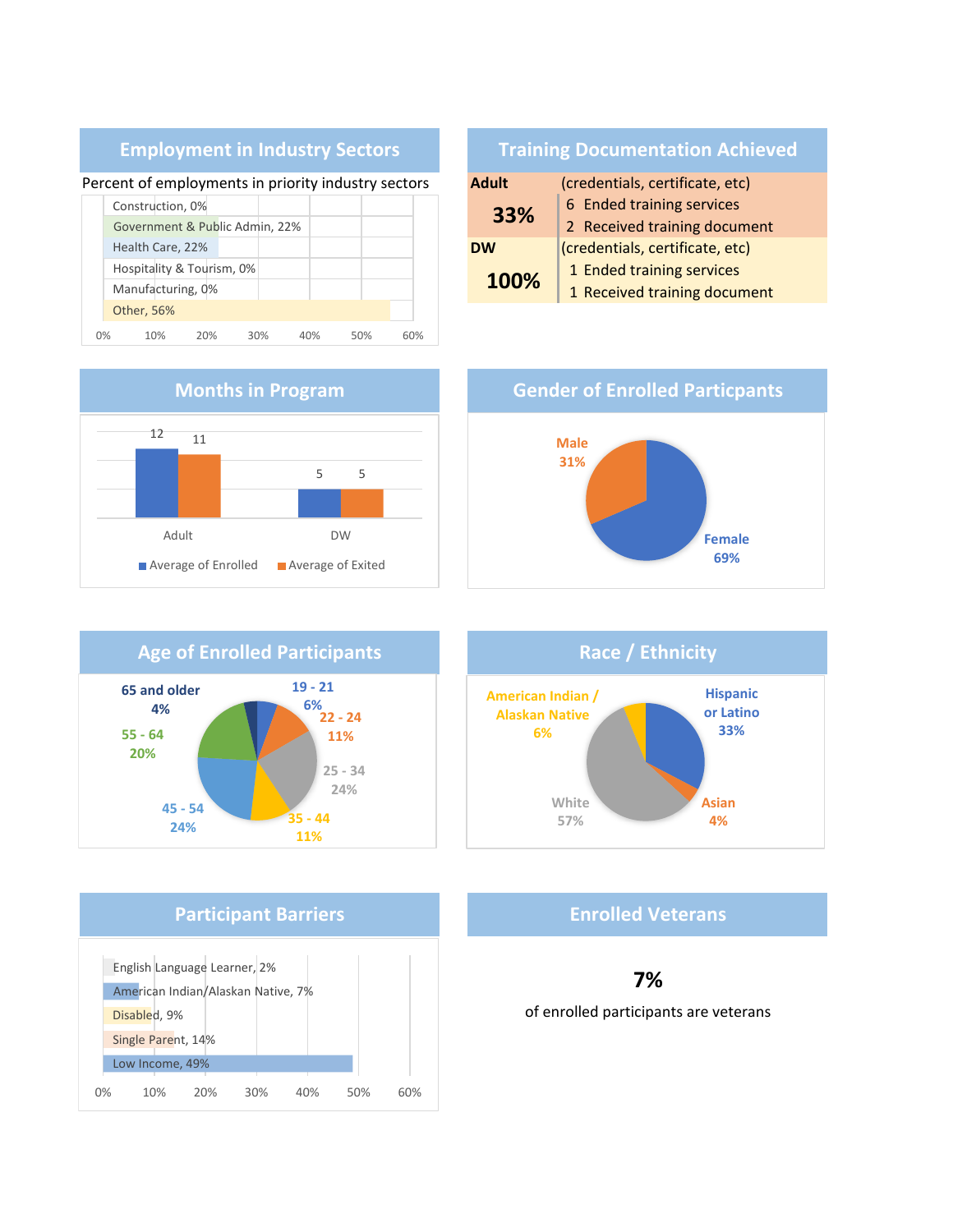## Employment in Industry Sectors

Percent of employments in priority industry sectors

Construction, 0%
Government & Public Admin, 22%
Health Care, 22%
Hospitality & Tourism, 0%
Manufacturing, 0%
Other, 56%

0% 10% 20% 30% 40% 50% 60%

## Training Documentation Achieved

**Adult** (credentials, certificate, etc)

**33%**
6 Ended training services
2 Received training document

**DW** (credentials, certificate, etc)

**100%**
1 Ended training services
1 Received training document

## Months in Program

12 11 5 5

Adult DW

Average of Enrolled Average of Exited

## Gender of Enrolled Particpants

Male 31%

Female 69%

## Age of Enrolled Participants

65 and older 4%
19 - 21 6%
22 - 24 11%
25 - 34 24%
35 - 44 11%
45 - 54 24%
55 - 64 20%

## Race / Ethnicity

American Indian / Alaskan Native 6%
Hispanic or Latino 33%
Asian 4%
White 57%

## Participant Barriers

English Language Learner, 2%
American Indian/Alaskan Native, 7%
Disabled, 9%
Single Parent, 14%
Low Income, 49%

0% 10% 20% 30% 40% 50% 60%

## Enrolled Veterans

**7%**

of enrolled participants are veterans